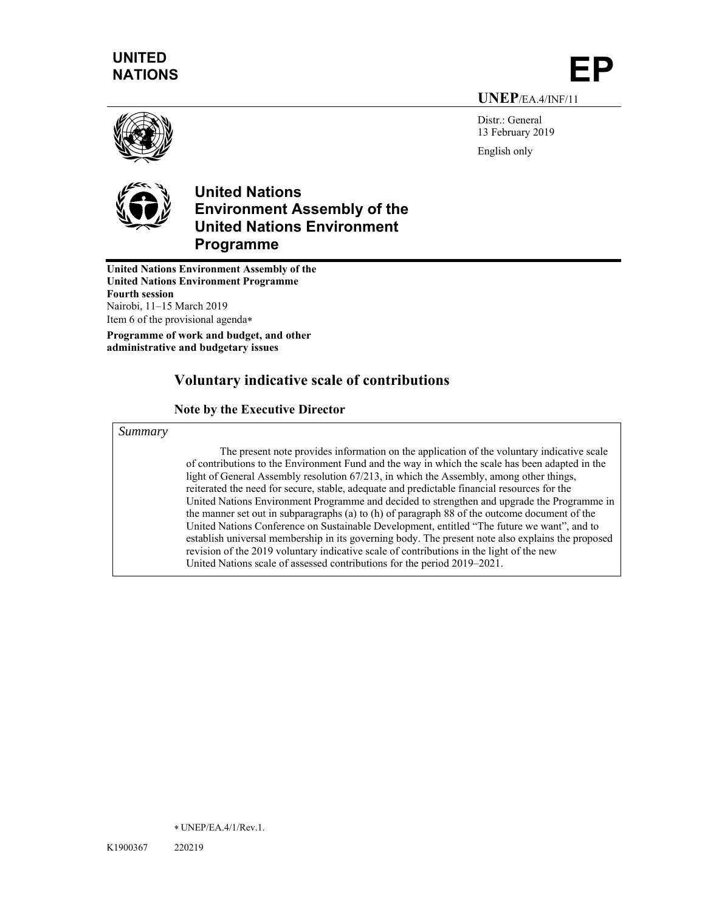UNITED NATIONS

**EP**

**UNEP**/EA.4/INF/11

Distr.: General
13 February 2019

English only

# United Nations Environment Assembly of the United Nations Environment Programme

**United Nations Environment Assembly of the United Nations Environment Programme**
**Fourth session**
Nairobi, 11–15 March 2019
Item 6 of the provisional agenda*

**Programme of work and budget, and other administrative and budgetary issues**

## Voluntary indicative scale of contributions

### Note by the Executive Director

*Summary*

The present note provides information on the application of the voluntary indicative scale of contributions to the Environment Fund and the way in which the scale has been adapted in the light of General Assembly resolution 67/213, in which the Assembly, among other things, reiterated the need for secure, stable, adequate and predictable financial resources for the United Nations Environment Programme and decided to strengthen and upgrade the Programme in the manner set out in subparagraphs (a) to (h) of paragraph 88 of the outcome document of the United Nations Conference on Sustainable Development, entitled "The future we want", and to establish universal membership in its governing body. The present note also explains the proposed revision of the 2019 voluntary indicative scale of contributions in the light of the new United Nations scale of assessed contributions for the period 2019–2021.

* UNEP/EA.4/1/Rev.1.

K1900367 220219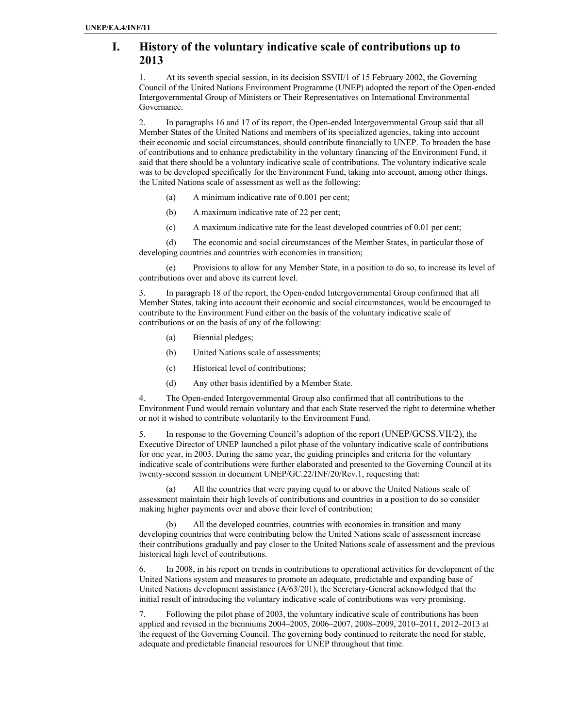# I. History of the voluntary indicative scale of contributions up to 2013

1. At its seventh special session, in its decision SSVII/1 of 15 February 2002, the Governing Council of the United Nations Environment Programme (UNEP) adopted the report of the Open-ended Intergovernmental Group of Ministers or Their Representatives on International Environmental Governance.

2. In paragraphs 16 and 17 of its report, the Open-ended Intergovernmental Group said that all Member States of the United Nations and members of its specialized agencies, taking into account their economic and social circumstances, should contribute financially to UNEP. To broaden the base of contributions and to enhance predictability in the voluntary financing of the Environment Fund, it said that there should be a voluntary indicative scale of contributions. The voluntary indicative scale was to be developed specifically for the Environment Fund, taking into account, among other things, the United Nations scale of assessment as well as the following:

   (a) A minimum indicative rate of 0.001 per cent;

   (b) A maximum indicative rate of 22 per cent;

   (c) A maximum indicative rate for the least developed countries of 0.01 per cent;

   (d) The economic and social circumstances of the Member States, in particular those of developing countries and countries with economies in transition;

   (e) Provisions to allow for any Member State, in a position to do so, to increase its level of contributions over and above its current level.

3. In paragraph 18 of the report, the Open-ended Intergovernmental Group confirmed that all Member States, taking into account their economic and social circumstances, would be encouraged to contribute to the Environment Fund either on the basis of the voluntary indicative scale of contributions or on the basis of any of the following:

   (a) Biennial pledges;

   (b) United Nations scale of assessments;

   (c) Historical level of contributions;

   (d) Any other basis identified by a Member State.

4. The Open-ended Intergovernmental Group also confirmed that all contributions to the Environment Fund would remain voluntary and that each State reserved the right to determine whether or not it wished to contribute voluntarily to the Environment Fund.

5. In response to the Governing Council's adoption of the report (UNEP/GCSS.VII/2), the Executive Director of UNEP launched a pilot phase of the voluntary indicative scale of contributions for one year, in 2003. During the same year, the guiding principles and criteria for the voluntary indicative scale of contributions were further elaborated and presented to the Governing Council at its twenty-second session in document UNEP/GC.22/INF/20/Rev.1, requesting that:

   (a) All the countries that were paying equal to or above the United Nations scale of assessment maintain their high levels of contributions and countries in a position to do so consider making higher payments over and above their level of contribution;

   (b) All the developed countries, countries with economies in transition and many developing countries that were contributing below the United Nations scale of assessment increase their contributions gradually and pay closer to the United Nations scale of assessment and the previous historical high level of contributions.

6. In 2008, in his report on trends in contributions to operational activities for development of the United Nations system and measures to promote an adequate, predictable and expanding base of United Nations development assistance (A/63/201), the Secretary-General acknowledged that the initial result of introducing the voluntary indicative scale of contributions was very promising.

7. Following the pilot phase of 2003, the voluntary indicative scale of contributions has been applied and revised in the bienniums 2004–2005, 2006–2007, 2008–2009, 2010–2011, 2012–2013 at the request of the Governing Council. The governing body continued to reiterate the need for stable, adequate and predictable financial resources for UNEP throughout that time.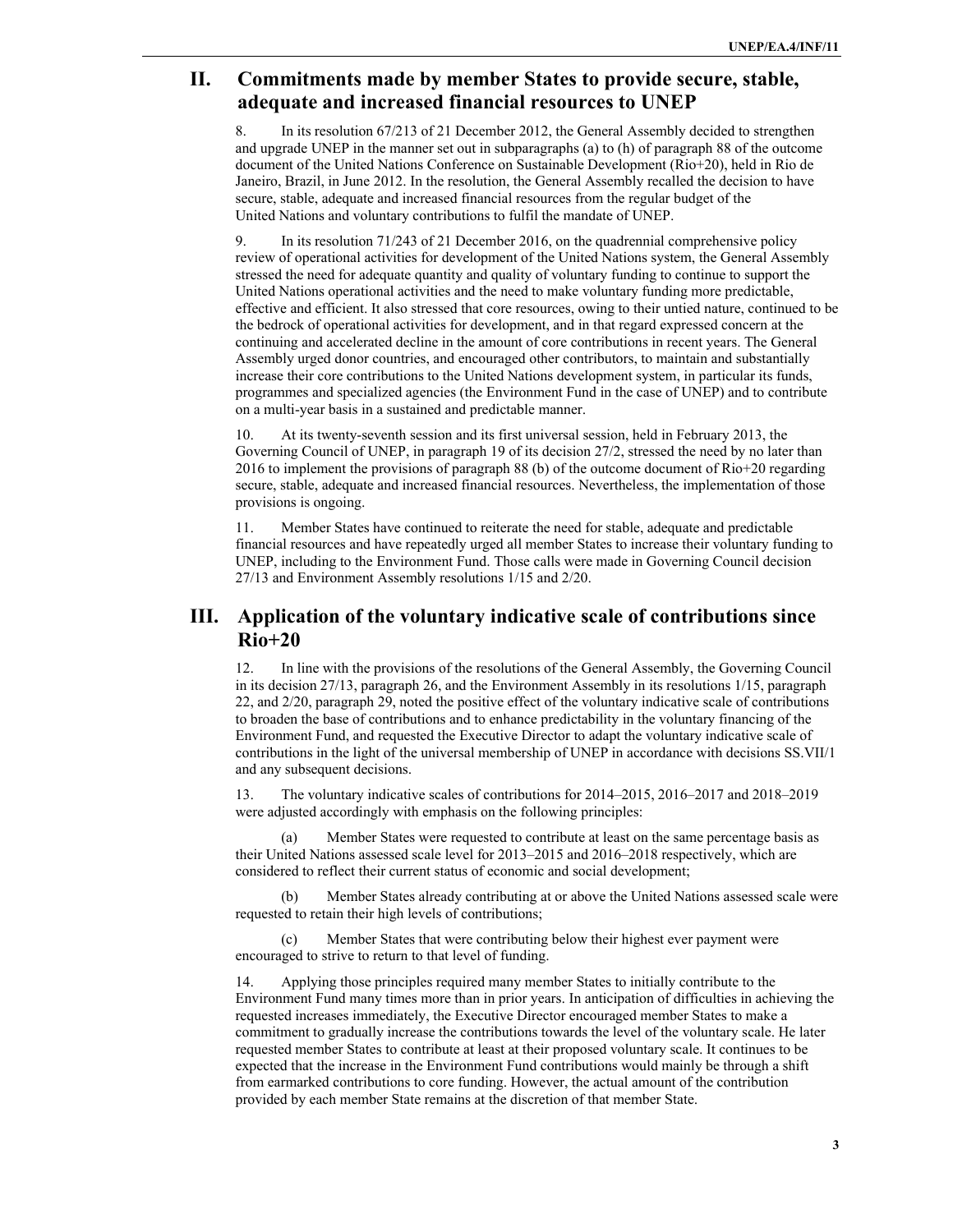## II. Commitments made by member States to provide secure, stable, adequate and increased financial resources to UNEP

8. In its resolution 67/213 of 21 December 2012, the General Assembly decided to strengthen and upgrade UNEP in the manner set out in subparagraphs (a) to (h) of paragraph 88 of the outcome document of the United Nations Conference on Sustainable Development (Rio+20), held in Rio de Janeiro, Brazil, in June 2012. In the resolution, the General Assembly recalled the decision to have secure, stable, adequate and increased financial resources from the regular budget of the United Nations and voluntary contributions to fulfil the mandate of UNEP.

9. In its resolution 71/243 of 21 December 2016, on the quadrennial comprehensive policy review of operational activities for development of the United Nations system, the General Assembly stressed the need for adequate quantity and quality of voluntary funding to continue to support the United Nations operational activities and the need to make voluntary funding more predictable, effective and efficient. It also stressed that core resources, owing to their untied nature, continued to be the bedrock of operational activities for development, and in that regard expressed concern at the continuing and accelerated decline in the amount of core contributions in recent years. The General Assembly urged donor countries, and encouraged other contributors, to maintain and substantially increase their core contributions to the United Nations development system, in particular its funds, programmes and specialized agencies (the Environment Fund in the case of UNEP) and to contribute on a multi-year basis in a sustained and predictable manner.

10. At its twenty-seventh session and its first universal session, held in February 2013, the Governing Council of UNEP, in paragraph 19 of its decision 27/2, stressed the need by no later than 2016 to implement the provisions of paragraph 88 (b) of the outcome document of Rio+20 regarding secure, stable, adequate and increased financial resources. Nevertheless, the implementation of those provisions is ongoing.

11. Member States have continued to reiterate the need for stable, adequate and predictable financial resources and have repeatedly urged all member States to increase their voluntary funding to UNEP, including to the Environment Fund. Those calls were made in Governing Council decision 27/13 and Environment Assembly resolutions 1/15 and 2/20.

## III. Application of the voluntary indicative scale of contributions since Rio+20

12. In line with the provisions of the resolutions of the General Assembly, the Governing Council in its decision 27/13, paragraph 26, and the Environment Assembly in its resolutions 1/15, paragraph 22, and 2/20, paragraph 29, noted the positive effect of the voluntary indicative scale of contributions to broaden the base of contributions and to enhance predictability in the voluntary financing of the Environment Fund, and requested the Executive Director to adapt the voluntary indicative scale of contributions in the light of the universal membership of UNEP in accordance with decisions SS.VII/1 and any subsequent decisions.

13. The voluntary indicative scales of contributions for 2014–2015, 2016–2017 and 2018–2019 were adjusted accordingly with emphasis on the following principles:

(a) Member States were requested to contribute at least on the same percentage basis as their United Nations assessed scale level for 2013–2015 and 2016–2018 respectively, which are considered to reflect their current status of economic and social development;

(b) Member States already contributing at or above the United Nations assessed scale were requested to retain their high levels of contributions;

(c) Member States that were contributing below their highest ever payment were encouraged to strive to return to that level of funding.

14. Applying those principles required many member States to initially contribute to the Environment Fund many times more than in prior years. In anticipation of difficulties in achieving the requested increases immediately, the Executive Director encouraged member States to make a commitment to gradually increase the contributions towards the level of the voluntary scale. He later requested member States to contribute at least at their proposed voluntary scale. It continues to be expected that the increase in the Environment Fund contributions would mainly be through a shift from earmarked contributions to core funding. However, the actual amount of the contribution provided by each member State remains at the discretion of that member State.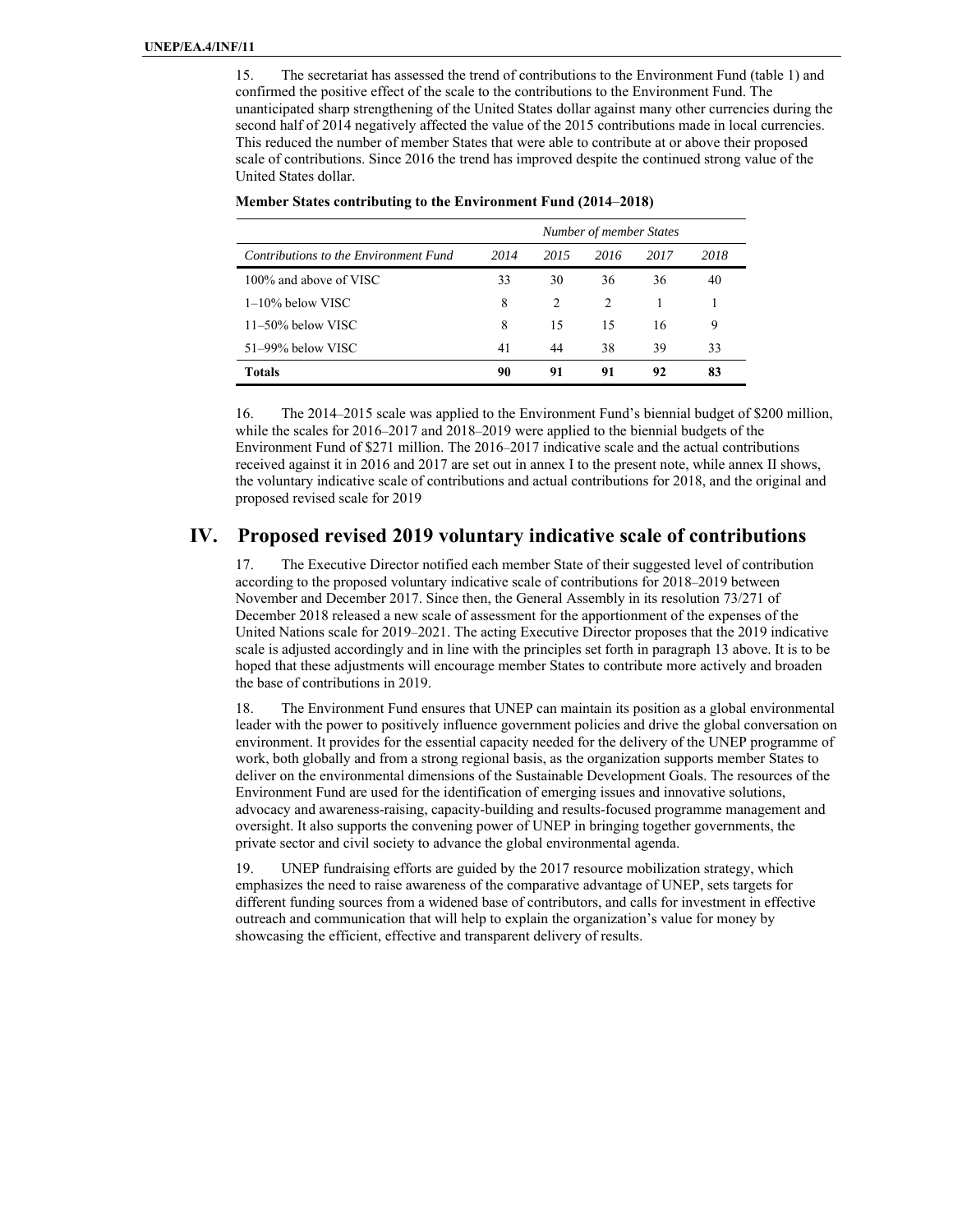15. The secretariat has assessed the trend of contributions to the Environment Fund (table 1) and confirmed the positive effect of the scale to the contributions to the Environment Fund. The unanticipated sharp strengthening of the United States dollar against many other currencies during the second half of 2014 negatively affected the value of the 2015 contributions made in local currencies. This reduced the number of member States that were able to contribute at or above their proposed scale of contributions. Since 2016 the trend has improved despite the continued strong value of the United States dollar.

**Member States contributing to the Environment Fund (2014–2018)**

| | *Number of member States* | | | | |
|---|---|---|---|---|---|
| *Contributions to the Environment Fund* | *2014* | *2015* | *2016* | *2017* | *2018* |
| 100% and above of VISC | 33 | 30 | 36 | 36 | 40 |
| 1–10% below VISC | 8 | 2 | 2 | 1 | 1 |
| 11–50% below VISC | 8 | 15 | 15 | 16 | 9 |
| 51–99% below VISC | 41 | 44 | 38 | 39 | 33 |
| **Totals** | **90** | **91** | **91** | **92** | **83** |

16. The 2014–2015 scale was applied to the Environment Fund's biennial budget of $200 million, while the scales for 2016–2017 and 2018–2019 were applied to the biennial budgets of the Environment Fund of $271 million. The 2016–2017 indicative scale and the actual contributions received against it in 2016 and 2017 are set out in annex I to the present note, while annex II shows, the voluntary indicative scale of contributions and actual contributions for 2018, and the original and proposed revised scale for 2019

## IV. Proposed revised 2019 voluntary indicative scale of contributions

17. The Executive Director notified each member State of their suggested level of contribution according to the proposed voluntary indicative scale of contributions for 2018–2019 between November and December 2017. Since then, the General Assembly in its resolution 73/271 of December 2018 released a new scale of assessment for the apportionment of the expenses of the United Nations scale for 2019–2021. The acting Executive Director proposes that the 2019 indicative scale is adjusted accordingly and in line with the principles set forth in paragraph 13 above. It is to be hoped that these adjustments will encourage member States to contribute more actively and broaden the base of contributions in 2019.

18. The Environment Fund ensures that UNEP can maintain its position as a global environmental leader with the power to positively influence government policies and drive the global conversation on environment. It provides for the essential capacity needed for the delivery of the UNEP programme of work, both globally and from a strong regional basis, as the organization supports member States to deliver on the environmental dimensions of the Sustainable Development Goals. The resources of the Environment Fund are used for the identification of emerging issues and innovative solutions, advocacy and awareness-raising, capacity-building and results-focused programme management and oversight. It also supports the convening power of UNEP in bringing together governments, the private sector and civil society to advance the global environmental agenda.

19. UNEP fundraising efforts are guided by the 2017 resource mobilization strategy, which emphasizes the need to raise awareness of the comparative advantage of UNEP, sets targets for different funding sources from a widened base of contributors, and calls for investment in effective outreach and communication that will help to explain the organization's value for money by showcasing the efficient, effective and transparent delivery of results.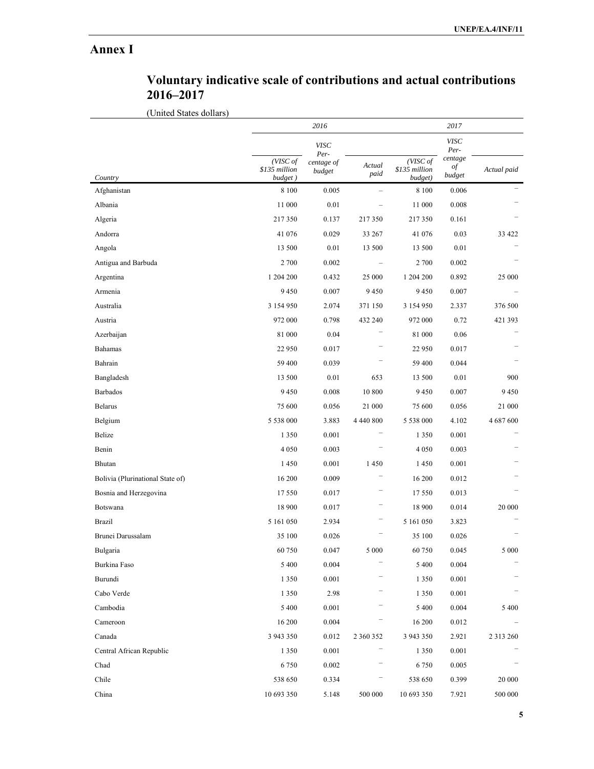# Annex I

## Voluntary indicative scale of contributions and actual contributions 2016–2017

(United States dollars)

| Country | 2016 | | | 2017 | | |
|---|---|---|---|---|---|---|
| | *(VISC of $135 million budget )* | *VISC Per-centage of budget* | *Actual paid* | *(VISC of $135 million budget)* | *VISC Per-centage of budget* | *Actual paid* |
| Afghanistan | 8 100 | 0.005 | – | 8 100 | 0.006 | – |
| Albania | 11 000 | 0.01 | – | 11 000 | 0.008 | – |
| Algeria | 217 350 | 0.137 | 217 350 | 217 350 | 0.161 | – |
| Andorra | 41 076 | 0.029 | 33 267 | 41 076 | 0.03 | 33 422 |
| Angola | 13 500 | 0.01 | 13 500 | 13 500 | 0.01 | – |
| Antigua and Barbuda | 2 700 | 0.002 | – | 2 700 | 0.002 | – |
| Argentina | 1 204 200 | 0.432 | 25 000 | 1 204 200 | 0.892 | 25 000 |
| Armenia | 9 450 | 0.007 | 9 450 | 9 450 | 0.007 | – |
| Australia | 3 154 950 | 2.074 | 371 150 | 3 154 950 | 2.337 | 376 500 |
| Austria | 972 000 | 0.798 | 432 240 | 972 000 | 0.72 | 421 393 |
| Azerbaijan | 81 000 | 0.04 | – | 81 000 | 0.06 | – |
| Bahamas | 22 950 | 0.017 | – | 22 950 | 0.017 | – |
| Bahrain | 59 400 | 0.039 | – | 59 400 | 0.044 | – |
| Bangladesh | 13 500 | 0.01 | 653 | 13 500 | 0.01 | 900 |
| Barbados | 9 450 | 0.008 | 10 800 | 9 450 | 0.007 | 9 450 |
| Belarus | 75 600 | 0.056 | 21 000 | 75 600 | 0.056 | 21 000 |
| Belgium | 5 538 000 | 3.883 | 4 440 800 | 5 538 000 | 4.102 | 4 687 600 |
| Belize | 1 350 | 0.001 | – | 1 350 | 0.001 | – |
| Benin | 4 050 | 0.003 | – | 4 050 | 0.003 | – |
| Bhutan | 1 450 | 0.001 | 1 450 | 1 450 | 0.001 | – |
| Bolivia (Plurinational State of) | 16 200 | 0.009 | – | 16 200 | 0.012 | – |
| Bosnia and Herzegovina | 17 550 | 0.017 | – | 17 550 | 0.013 | – |
| Botswana | 18 900 | 0.017 | – | 18 900 | 0.014 | 20 000 |
| Brazil | 5 161 050 | 2.934 | – | 5 161 050 | 3.823 | – |
| Brunei Darussalam | 35 100 | 0.026 | – | 35 100 | 0.026 | – |
| Bulgaria | 60 750 | 0.047 | 5 000 | 60 750 | 0.045 | 5 000 |
| Burkina Faso | 5 400 | 0.004 | – | 5 400 | 0.004 | – |
| Burundi | 1 350 | 0.001 | – | 1 350 | 0.001 | – |
| Cabo Verde | 1 350 | 2.98 | – | 1 350 | 0.001 | – |
| Cambodia | 5 400 | 0.001 | – | 5 400 | 0.004 | 5 400 |
| Cameroon | 16 200 | 0.004 | – | 16 200 | 0.012 | – |
| Canada | 3 943 350 | 0.012 | 2 360 352 | 3 943 350 | 2.921 | 2 313 260 |
| Central African Republic | 1 350 | 0.001 | – | 1 350 | 0.001 | – |
| Chad | 6 750 | 0.002 | – | 6 750 | 0.005 | – |
| Chile | 538 650 | 0.334 | – | 538 650 | 0.399 | 20 000 |
| China | 10 693 350 | 5.148 | 500 000 | 10 693 350 | 7.921 | 500 000 |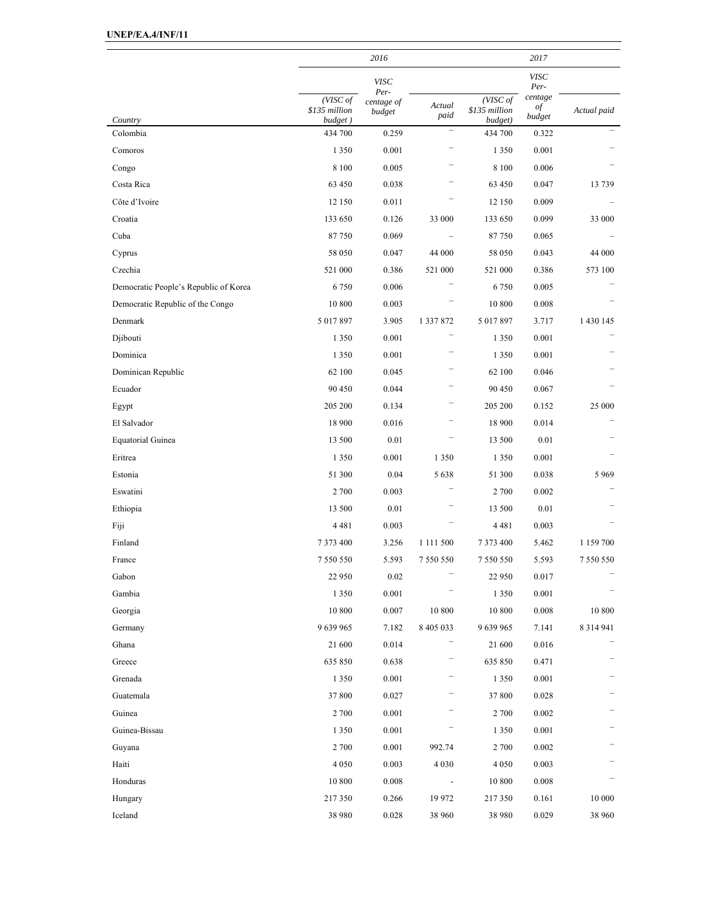| Country | 2016 | | | 2017 | | |
|---|---|---|---|---|---|---|
| | (VISC of $135 million budget ) | VISC Per-centage of budget | Actual paid | (VISC of $135 million budget) | VISC Per-centage of budget | Actual paid |
| Colombia | 434 700 | 0.259 | – | 434 700 | 0.322 | – |
| Comoros | 1 350 | 0.001 | – | 1 350 | 0.001 | – |
| Congo | 8 100 | 0.005 | – | 8 100 | 0.006 | – |
| Costa Rica | 63 450 | 0.038 | – | 63 450 | 0.047 | 13 739 |
| Côte d'Ivoire | 12 150 | 0.011 | – | 12 150 | 0.009 | – |
| Croatia | 133 650 | 0.126 | 33 000 | 133 650 | 0.099 | 33 000 |
| Cuba | 87 750 | 0.069 | – | 87 750 | 0.065 | – |
| Cyprus | 58 050 | 0.047 | 44 000 | 58 050 | 0.043 | 44 000 |
| Czechia | 521 000 | 0.386 | 521 000 | 521 000 | 0.386 | 573 100 |
| Democratic People's Republic of Korea | 6 750 | 0.006 | – | 6 750 | 0.005 | – |
| Democratic Republic of the Congo | 10 800 | 0.003 | – | 10 800 | 0.008 | – |
| Denmark | 5 017 897 | 3.905 | 1 337 872 | 5 017 897 | 3.717 | 1 430 145 |
| Djibouti | 1 350 | 0.001 | – | 1 350 | 0.001 | – |
| Dominica | 1 350 | 0.001 | – | 1 350 | 0.001 | – |
| Dominican Republic | 62 100 | 0.045 | – | 62 100 | 0.046 | – |
| Ecuador | 90 450 | 0.044 | – | 90 450 | 0.067 | – |
| Egypt | 205 200 | 0.134 | – | 205 200 | 0.152 | 25 000 |
| El Salvador | 18 900 | 0.016 | – | 18 900 | 0.014 | – |
| Equatorial Guinea | 13 500 | 0.01 | – | 13 500 | 0.01 | – |
| Eritrea | 1 350 | 0.001 | 1 350 | 1 350 | 0.001 | – |
| Estonia | 51 300 | 0.04 | 5 638 | 51 300 | 0.038 | 5 969 |
| Eswatini | 2 700 | 0.003 | – | 2 700 | 0.002 | – |
| Ethiopia | 13 500 | 0.01 | – | 13 500 | 0.01 | – |
| Fiji | 4 481 | 0.003 | – | 4 481 | 0.003 | – |
| Finland | 7 373 400 | 3.256 | 1 111 500 | 7 373 400 | 5.462 | 1 159 700 |
| France | 7 550 550 | 5.593 | 7 550 550 | 7 550 550 | 5.593 | 7 550 550 |
| Gabon | 22 950 | 0.02 | – | 22 950 | 0.017 | – |
| Gambia | 1 350 | 0.001 | – | 1 350 | 0.001 | – |
| Georgia | 10 800 | 0.007 | 10 800 | 10 800 | 0.008 | 10 800 |
| Germany | 9 639 965 | 7.182 | 8 405 033 | 9 639 965 | 7.141 | 8 314 941 |
| Ghana | 21 600 | 0.014 | – | 21 600 | 0.016 | – |
| Greece | 635 850 | 0.638 | – | 635 850 | 0.471 | – |
| Grenada | 1 350 | 0.001 | – | 1 350 | 0.001 | – |
| Guatemala | 37 800 | 0.027 | – | 37 800 | 0.028 | – |
| Guinea | 2 700 | 0.001 | – | 2 700 | 0.002 | – |
| Guinea-Bissau | 1 350 | 0.001 | – | 1 350 | 0.001 | – |
| Guyana | 2 700 | 0.001 | 992.74 | 2 700 | 0.002 | – |
| Haiti | 4 050 | 0.003 | 4 030 | 4 050 | 0.003 | – |
| Honduras | 10 800 | 0.008 | - | 10 800 | 0.008 | – |
| Hungary | 217 350 | 0.266 | 19 972 | 217 350 | 0.161 | 10 000 |
| Iceland | 38 980 | 0.028 | 38 960 | 38 980 | 0.029 | 38 960 |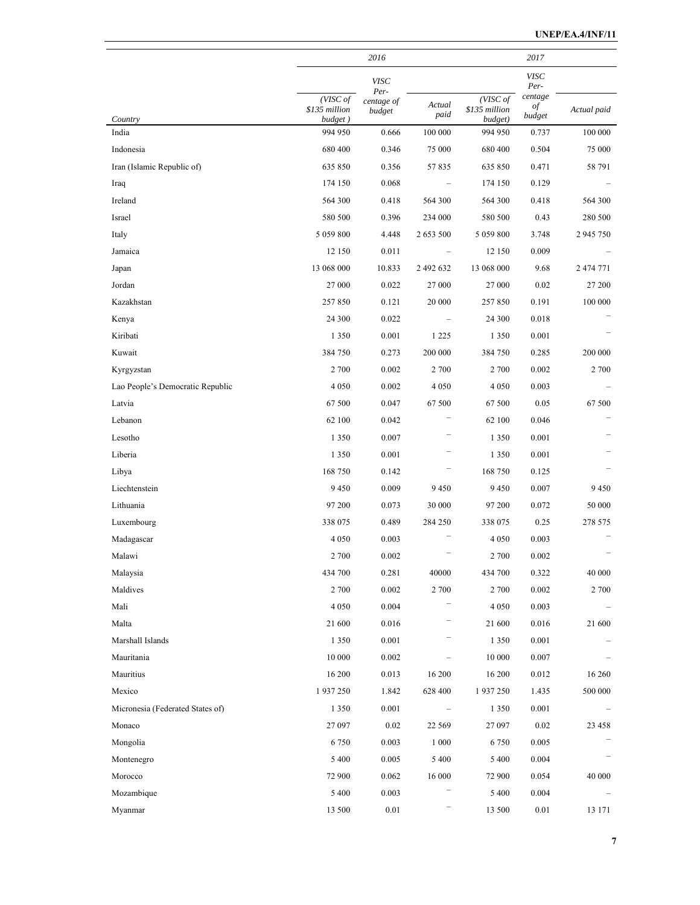| Country | 2016 | | | 2017 | | |
|---|---|---|---|---|---|---|
| | (VISC of $135 million budget ) | VISC Per-centage of budget | Actual paid | (VISC of $135 million budget) | VISC Per-centage of budget | Actual paid |
| India | 994 950 | 0.666 | 100 000 | 994 950 | 0.737 | 100 000 |
| Indonesia | 680 400 | 0.346 | 75 000 | 680 400 | 0.504 | 75 000 |
| Iran (Islamic Republic of) | 635 850 | 0.356 | 57 835 | 635 850 | 0.471 | 58 791 |
| Iraq | 174 150 | 0.068 | – | 174 150 | 0.129 | – |
| Ireland | 564 300 | 0.418 | 564 300 | 564 300 | 0.418 | 564 300 |
| Israel | 580 500 | 0.396 | 234 000 | 580 500 | 0.43 | 280 500 |
| Italy | 5 059 800 | 4.448 | 2 653 500 | 5 059 800 | 3.748 | 2 945 750 |
| Jamaica | 12 150 | 0.011 | – | 12 150 | 0.009 | – |
| Japan | 13 068 000 | 10.833 | 2 492 632 | 13 068 000 | 9.68 | 2 474 771 |
| Jordan | 27 000 | 0.022 | 27 000 | 27 000 | 0.02 | 27 200 |
| Kazakhstan | 257 850 | 0.121 | 20 000 | 257 850 | 0.191 | 100 000 |
| Kenya | 24 300 | 0.022 | – | 24 300 | 0.018 | – |
| Kiribati | 1 350 | 0.001 | 1 225 | 1 350 | 0.001 | – |
| Kuwait | 384 750 | 0.273 | 200 000 | 384 750 | 0.285 | 200 000 |
| Kyrgyzstan | 2 700 | 0.002 | 2 700 | 2 700 | 0.002 | 2 700 |
| Lao People's Democratic Republic | 4 050 | 0.002 | 4 050 | 4 050 | 0.003 | – |
| Latvia | 67 500 | 0.047 | 67 500 | 67 500 | 0.05 | 67 500 |
| Lebanon | 62 100 | 0.042 | – | 62 100 | 0.046 | – |
| Lesotho | 1 350 | 0.007 | – | 1 350 | 0.001 | – |
| Liberia | 1 350 | 0.001 | – | 1 350 | 0.001 | – |
| Libya | 168 750 | 0.142 | – | 168 750 | 0.125 | – |
| Liechtenstein | 9 450 | 0.009 | 9 450 | 9 450 | 0.007 | 9 450 |
| Lithuania | 97 200 | 0.073 | 30 000 | 97 200 | 0.072 | 50 000 |
| Luxembourg | 338 075 | 0.489 | 284 250 | 338 075 | 0.25 | 278 575 |
| Madagascar | 4 050 | 0.003 | – | 4 050 | 0.003 | – |
| Malawi | 2 700 | 0.002 | – | 2 700 | 0.002 | – |
| Malaysia | 434 700 | 0.281 | 40000 | 434 700 | 0.322 | 40 000 |
| Maldives | 2 700 | 0.002 | 2 700 | 2 700 | 0.002 | 2 700 |
| Mali | 4 050 | 0.004 | – | 4 050 | 0.003 | – |
| Malta | 21 600 | 0.016 | – | 21 600 | 0.016 | 21 600 |
| Marshall Islands | 1 350 | 0.001 | – | 1 350 | 0.001 | – |
| Mauritania | 10 000 | 0.002 | – | 10 000 | 0.007 | – |
| Mauritius | 16 200 | 0.013 | 16 200 | 16 200 | 0.012 | 16 260 |
| Mexico | 1 937 250 | 1.842 | 628 400 | 1 937 250 | 1.435 | 500 000 |
| Micronesia (Federated States of) | 1 350 | 0.001 | – | 1 350 | 0.001 | – |
| Monaco | 27 097 | 0.02 | 22 569 | 27 097 | 0.02 | 23 458 |
| Mongolia | 6 750 | 0.003 | 1 000 | 6 750 | 0.005 | – |
| Montenegro | 5 400 | 0.005 | 5 400 | 5 400 | 0.004 | – |
| Morocco | 72 900 | 0.062 | 16 000 | 72 900 | 0.054 | 40 000 |
| Mozambique | 5 400 | 0.003 | – | 5 400 | 0.004 | – |
| Myanmar | 13 500 | 0.01 | – | 13 500 | 0.01 | 13 171 |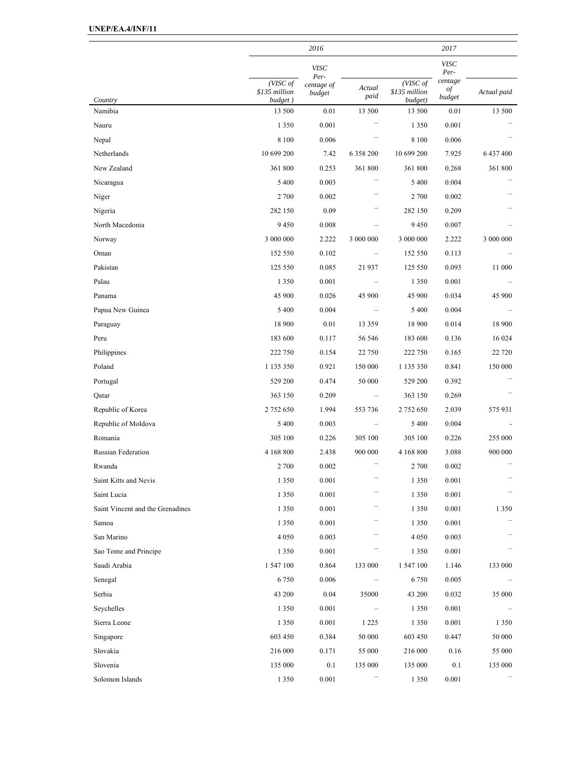| Country | 2016 | | | 2017 | | |
|---|---|---|---|---|---|---|
| | *(VISC of $135 million budget )* | *VISC Per-centage of budget* | *Actual paid* | *(VISC of $135 million budget)* | *VISC Per-centage of budget* | *Actual paid* |
| Namibia | 13 500 | 0.01 | 13 500 | 13 500 | 0.01 | 13 500 |
| Nauru | 1 350 | 0.001 | – | 1 350 | 0.001 | – |
| Nepal | 8 100 | 0.006 | – | 8 100 | 0.006 | – |
| Netherlands | 10 699 200 | 7.42 | 6 358 200 | 10 699 200 | 7.925 | 6 437 400 |
| New Zealand | 361 800 | 0.253 | 361 800 | 361 800 | 0.268 | 361 800 |
| Nicaragua | 5 400 | 0.003 | – | 5 400 | 0.004 | – |
| Niger | 2 700 | 0.002 | – | 2 700 | 0.002 | – |
| Nigeria | 282 150 | 0.09 | – | 282 150 | 0.209 | – |
| North Macedonia | 9 450 | 0.008 | – | 9 450 | 0.007 | – |
| Norway | 3 000 000 | 2.222 | 3 000 000 | 3 000 000 | 2.222 | 3 000 000 |
| Oman | 152 550 | 0.102 | – | 152 550 | 0.113 | – |
| Pakistan | 125 550 | 0.085 | 21 937 | 125 550 | 0.093 | 11 000 |
| Palau | 1 350 | 0.001 | – | 1 350 | 0.001 | – |
| Panama | 45 900 | 0.026 | 45 900 | 45 900 | 0.034 | 45 900 |
| Papua New Guinea | 5 400 | 0.004 | – | 5 400 | 0.004 | – |
| Paraguay | 18 900 | 0.01 | 13 359 | 18 900 | 0.014 | 18 900 |
| Peru | 183 600 | 0.117 | 56 546 | 183 600 | 0.136 | 16 024 |
| Philippines | 222 750 | 0.154 | 22 750 | 222 750 | 0.165 | 22 720 |
| Poland | 1 135 350 | 0.921 | 150 000 | 1 135 350 | 0.841 | 150 000 |
| Portugal | 529 200 | 0.474 | 50 000 | 529 200 | 0.392 | – |
| Qatar | 363 150 | 0.209 | – | 363 150 | 0.269 | – |
| Republic of Korea | 2 752 650 | 1.994 | 553 736 | 2 752 650 | 2.039 | 575 931 |
| Republic of Moldova | 5 400 | 0.003 | – | 5 400 | 0.004 | - |
| Romania | 305 100 | 0.226 | 305 100 | 305 100 | 0.226 | 255 000 |
| Russian Federation | 4 168 800 | 2.438 | 900 000 | 4 168 800 | 3.088 | 900 000 |
| Rwanda | 2 700 | 0.002 | – | 2 700 | 0.002 | – |
| Saint Kitts and Nevis | 1 350 | 0.001 | – | 1 350 | 0.001 | – |
| Saint Lucia | 1 350 | 0.001 | – | 1 350 | 0.001 | – |
| Saint Vincent and the Grenadines | 1 350 | 0.001 | – | 1 350 | 0.001 | 1 350 |
| Samoa | 1 350 | 0.001 | – | 1 350 | 0.001 | – |
| San Marino | 4 050 | 0.003 | – | 4 050 | 0.003 | – |
| Sao Tome and Principe | 1 350 | 0.001 | – | 1 350 | 0.001 | – |
| Saudi Arabia | 1 547 100 | 0.864 | 133 000 | 1 547 100 | 1.146 | 133 000 |
| Senegal | 6 750 | 0.006 | – | 6 750 | 0.005 | – |
| Serbia | 43 200 | 0.04 | 35000 | 43 200 | 0.032 | 35 000 |
| Seychelles | 1 350 | 0.001 | – | 1 350 | 0.001 | – |
| Sierra Leone | 1 350 | 0.001 | 1 225 | 1 350 | 0.001 | 1 350 |
| Singapore | 603 450 | 0.384 | 50 000 | 603 450 | 0.447 | 50 000 |
| Slovakia | 216 000 | 0.171 | 55 000 | 216 000 | 0.16 | 55 000 |
| Slovenia | 135 000 | 0.1 | 135 000 | 135 000 | 0.1 | 135 000 |
| Solomon Islands | 1 350 | 0.001 | – | 1 350 | 0.001 | – |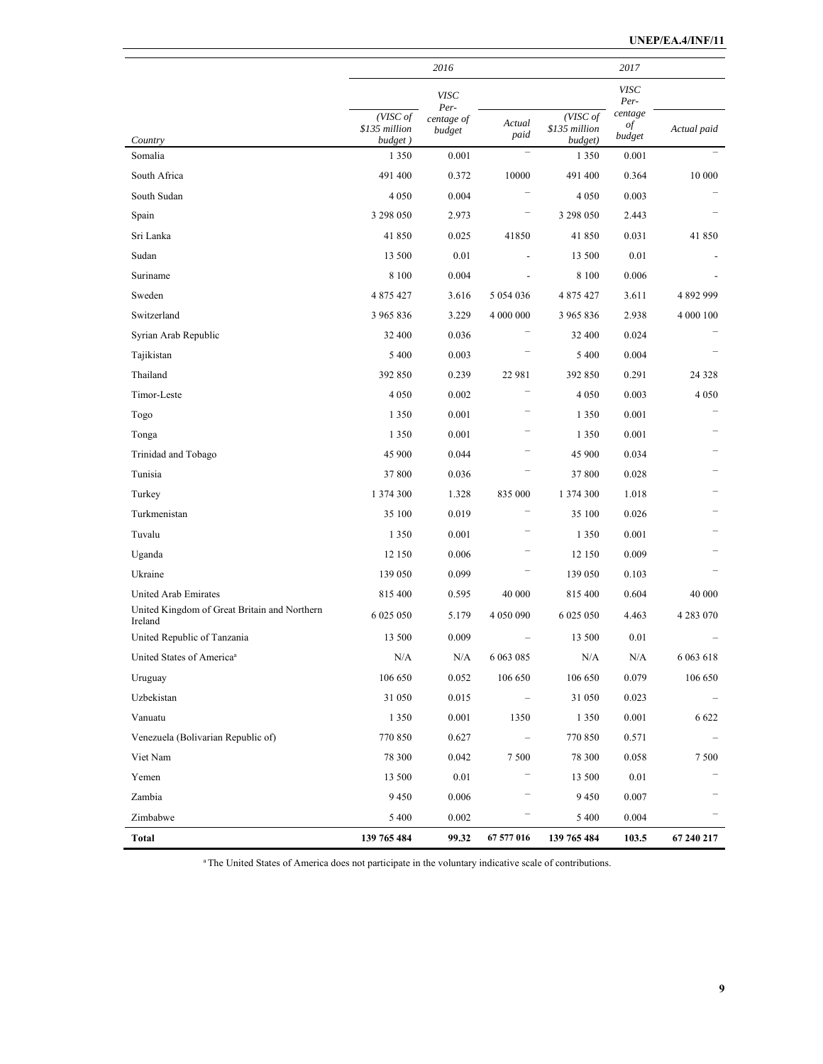| Country | 2016 | | | 2017 | | |
|---|---|---|---|---|---|---|
| | *(VISC of $135 million budget )* | *VISC Per-centage of budget* | *Actual paid* | *(VISC of $135 million budget)* | *VISC Per-centage of budget* | *Actual paid* |
| Somalia | 1 350 | 0.001 | – | 1 350 | 0.001 | – |
| South Africa | 491 400 | 0.372 | 10000 | 491 400 | 0.364 | 10 000 |
| South Sudan | 4 050 | 0.004 | – | 4 050 | 0.003 | – |
| Spain | 3 298 050 | 2.973 | – | 3 298 050 | 2.443 | – |
| Sri Lanka | 41 850 | 0.025 | 41850 | 41 850 | 0.031 | 41 850 |
| Sudan | 13 500 | 0.01 | - | 13 500 | 0.01 | - |
| Suriname | 8 100 | 0.004 | - | 8 100 | 0.006 | - |
| Sweden | 4 875 427 | 3.616 | 5 054 036 | 4 875 427 | 3.611 | 4 892 999 |
| Switzerland | 3 965 836 | 3.229 | 4 000 000 | 3 965 836 | 2.938 | 4 000 100 |
| Syrian Arab Republic | 32 400 | 0.036 | – | 32 400 | 0.024 | – |
| Tajikistan | 5 400 | 0.003 | – | 5 400 | 0.004 | – |
| Thailand | 392 850 | 0.239 | 22 981 | 392 850 | 0.291 | 24 328 |
| Timor-Leste | 4 050 | 0.002 | – | 4 050 | 0.003 | 4 050 |
| Togo | 1 350 | 0.001 | – | 1 350 | 0.001 | – |
| Tonga | 1 350 | 0.001 | – | 1 350 | 0.001 | – |
| Trinidad and Tobago | 45 900 | 0.044 | – | 45 900 | 0.034 | – |
| Tunisia | 37 800 | 0.036 | – | 37 800 | 0.028 | – |
| Turkey | 1 374 300 | 1.328 | 835 000 | 1 374 300 | 1.018 | – |
| Turkmenistan | 35 100 | 0.019 | – | 35 100 | 0.026 | – |
| Tuvalu | 1 350 | 0.001 | – | 1 350 | 0.001 | – |
| Uganda | 12 150 | 0.006 | – | 12 150 | 0.009 | – |
| Ukraine | 139 050 | 0.099 | – | 139 050 | 0.103 | – |
| United Arab Emirates | 815 400 | 0.595 | 40 000 | 815 400 | 0.604 | 40 000 |
| United Kingdom of Great Britain and Northern Ireland | 6 025 050 | 5.179 | 4 050 090 | 6 025 050 | 4.463 | 4 283 070 |
| United Republic of Tanzania | 13 500 | 0.009 | – | 13 500 | 0.01 | – |
| United States of America[a] | N/A | N/A | 6 063 085 | N/A | N/A | 6 063 618 |
| Uruguay | 106 650 | 0.052 | 106 650 | 106 650 | 0.079 | 106 650 |
| Uzbekistan | 31 050 | 0.015 | – | 31 050 | 0.023 | – |
| Vanuatu | 1 350 | 0.001 | 1350 | 1 350 | 0.001 | 6 622 |
| Venezuela (Bolivarian Republic of) | 770 850 | 0.627 | – | 770 850 | 0.571 | – |
| Viet Nam | 78 300 | 0.042 | 7 500 | 78 300 | 0.058 | 7 500 |
| Yemen | 13 500 | 0.01 | – | 13 500 | 0.01 | – |
| Zambia | 9 450 | 0.006 | – | 9 450 | 0.007 | – |
| Zimbabwe | 5 400 | 0.002 | – | 5 400 | 0.004 | – |
| **Total** | **139 765 484** | **99.32** | **67 577 016** | **139 765 484** | **103.5** | **67 240 217** |

[a] The United States of America does not participate in the voluntary indicative scale of contributions.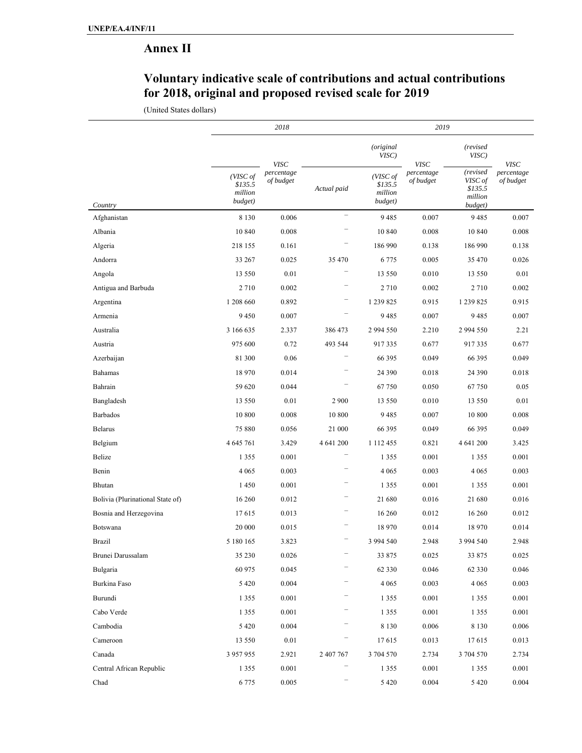## Annex II

## Voluntary indicative scale of contributions and actual contributions for 2018, original and proposed revised scale for 2019

(United States dollars)

| | 2018 | | | 2019 | | | |
|---|---|---|---|---|---|---|---|
| | | | | *(original VISC)* | | *(revised VISC)* | |
| *Country* | *(VISC of \$135.5 million budget)* | *VISC percentage of budget* | *Actual paid* | *(VISC of \$135.5 million budget)* | *VISC percentage of budget* | *(revised VISC of \$135.5 million budget)* | *VISC percentage of budget* |
| Afghanistan | 8 130 | 0.006 | – | 9 485 | 0.007 | 9 485 | 0.007 |
| Albania | 10 840 | 0.008 | – | 10 840 | 0.008 | 10 840 | 0.008 |
| Algeria | 218 155 | 0.161 | – | 186 990 | 0.138 | 186 990 | 0.138 |
| Andorra | 33 267 | 0.025 | 35 470 | 6 775 | 0.005 | 35 470 | 0.026 |
| Angola | 13 550 | 0.01 | – | 13 550 | 0.010 | 13 550 | 0.01 |
| Antigua and Barbuda | 2 710 | 0.002 | – | 2 710 | 0.002 | 2 710 | 0.002 |
| Argentina | 1 208 660 | 0.892 | – | 1 239 825 | 0.915 | 1 239 825 | 0.915 |
| Armenia | 9 450 | 0.007 | – | 9 485 | 0.007 | 9 485 | 0.007 |
| Australia | 3 166 635 | 2.337 | 386 473 | 2 994 550 | 2.210 | 2 994 550 | 2.21 |
| Austria | 975 600 | 0.72 | 493 544 | 917 335 | 0.677 | 917 335 | 0.677 |
| Azerbaijan | 81 300 | 0.06 | – | 66 395 | 0.049 | 66 395 | 0.049 |
| Bahamas | 18 970 | 0.014 | – | 24 390 | 0.018 | 24 390 | 0.018 |
| Bahrain | 59 620 | 0.044 | – | 67 750 | 0.050 | 67 750 | 0.05 |
| Bangladesh | 13 550 | 0.01 | 2 900 | 13 550 | 0.010 | 13 550 | 0.01 |
| Barbados | 10 800 | 0.008 | 10 800 | 9 485 | 0.007 | 10 800 | 0.008 |
| Belarus | 75 880 | 0.056 | 21 000 | 66 395 | 0.049 | 66 395 | 0.049 |
| Belgium | 4 645 761 | 3.429 | 4 641 200 | 1 112 455 | 0.821 | 4 641 200 | 3.425 |
| Belize | 1 355 | 0.001 | – | 1 355 | 0.001 | 1 355 | 0.001 |
| Benin | 4 065 | 0.003 | – | 4 065 | 0.003 | 4 065 | 0.003 |
| Bhutan | 1 450 | 0.001 | – | 1 355 | 0.001 | 1 355 | 0.001 |
| Bolivia (Plurinational State of) | 16 260 | 0.012 | – | 21 680 | 0.016 | 21 680 | 0.016 |
| Bosnia and Herzegovina | 17 615 | 0.013 | – | 16 260 | 0.012 | 16 260 | 0.012 |
| Botswana | 20 000 | 0.015 | – | 18 970 | 0.014 | 18 970 | 0.014 |
| Brazil | 5 180 165 | 3.823 | – | 3 994 540 | 2.948 | 3 994 540 | 2.948 |
| Brunei Darussalam | 35 230 | 0.026 | – | 33 875 | 0.025 | 33 875 | 0.025 |
| Bulgaria | 60 975 | 0.045 | – | 62 330 | 0.046 | 62 330 | 0.046 |
| Burkina Faso | 5 420 | 0.004 | – | 4 065 | 0.003 | 4 065 | 0.003 |
| Burundi | 1 355 | 0.001 | – | 1 355 | 0.001 | 1 355 | 0.001 |
| Cabo Verde | 1 355 | 0.001 | – | 1 355 | 0.001 | 1 355 | 0.001 |
| Cambodia | 5 420 | 0.004 | – | 8 130 | 0.006 | 8 130 | 0.006 |
| Cameroon | 13 550 | 0.01 | – | 17 615 | 0.013 | 17 615 | 0.013 |
| Canada | 3 957 955 | 2.921 | 2 407 767 | 3 704 570 | 2.734 | 3 704 570 | 2.734 |
| Central African Republic | 1 355 | 0.001 | – | 1 355 | 0.001 | 1 355 | 0.001 |
| Chad | 6 775 | 0.005 | – | 5 420 | 0.004 | 5 420 | 0.004 |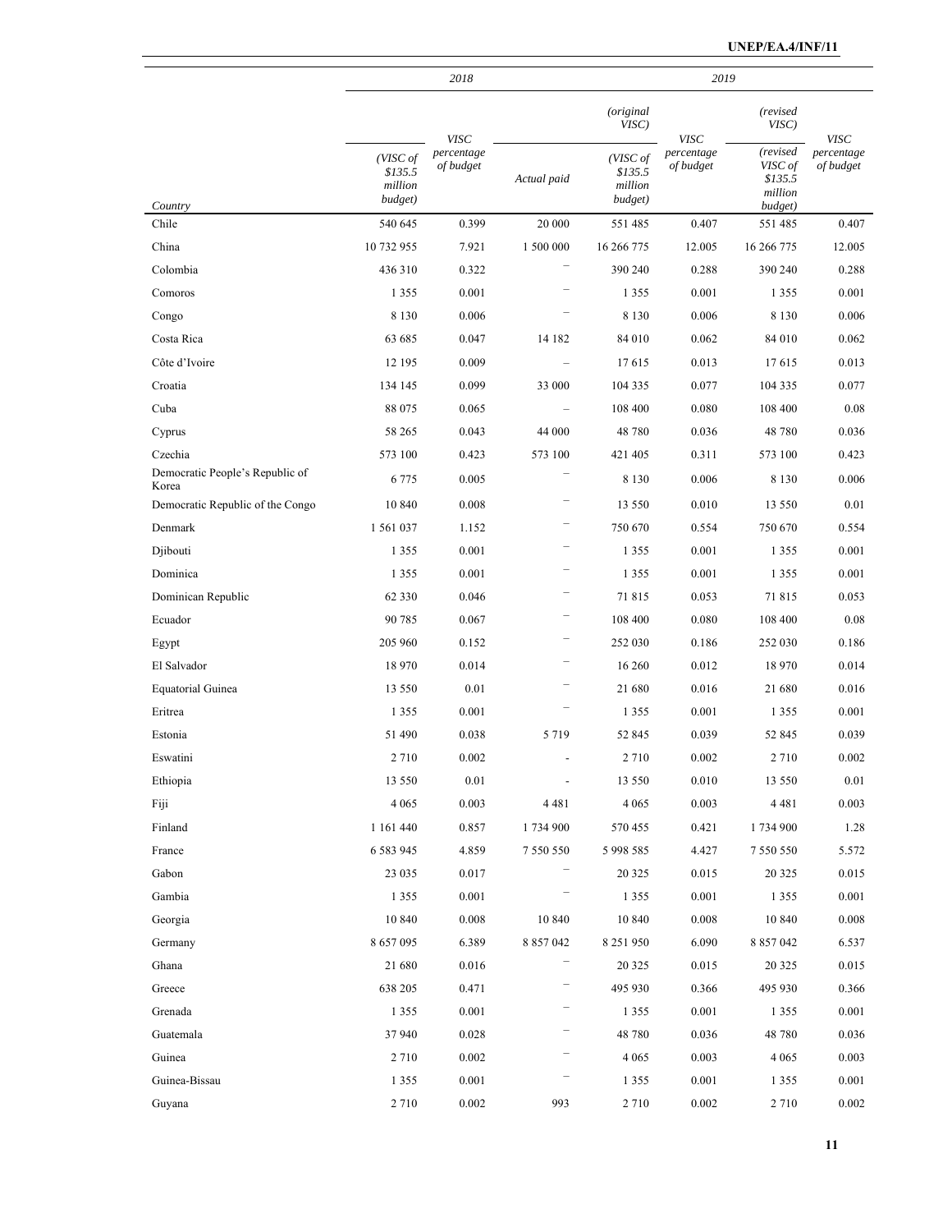| Country | 2018 | | 2019 | | | | |
|---|---|---|---|---|---|---|---|
| | | | | *(original VISC)* | | *(revised VISC)* | |
| | *(VISC of $135.5 million budget)* | *VISC percentage of budget* | *Actual paid* | *(VISC of $135.5 million budget)* | *VISC percentage of budget* | *(revised VISC of $135.5 million budget)* | *VISC percentage of budget* |
| Chile | 540 645 | 0.399 | 20 000 | 551 485 | 0.407 | 551 485 | 0.407 |
| China | 10 732 955 | 7.921 | 1 500 000 | 16 266 775 | 12.005 | 16 266 775 | 12.005 |
| Colombia | 436 310 | 0.322 | – | 390 240 | 0.288 | 390 240 | 0.288 |
| Comoros | 1 355 | 0.001 | – | 1 355 | 0.001 | 1 355 | 0.001 |
| Congo | 8 130 | 0.006 | – | 8 130 | 0.006 | 8 130 | 0.006 |
| Costa Rica | 63 685 | 0.047 | 14 182 | 84 010 | 0.062 | 84 010 | 0.062 |
| Côte d'Ivoire | 12 195 | 0.009 | – | 17 615 | 0.013 | 17 615 | 0.013 |
| Croatia | 134 145 | 0.099 | 33 000 | 104 335 | 0.077 | 104 335 | 0.077 |
| Cuba | 88 075 | 0.065 | – | 108 400 | 0.080 | 108 400 | 0.08 |
| Cyprus | 58 265 | 0.043 | 44 000 | 48 780 | 0.036 | 48 780 | 0.036 |
| Czechia | 573 100 | 0.423 | 573 100 | 421 405 | 0.311 | 573 100 | 0.423 |
| Democratic People's Republic of Korea | 6 775 | 0.005 | – | 8 130 | 0.006 | 8 130 | 0.006 |
| Democratic Republic of the Congo | 10 840 | 0.008 | – | 13 550 | 0.010 | 13 550 | 0.01 |
| Denmark | 1 561 037 | 1.152 | – | 750 670 | 0.554 | 750 670 | 0.554 |
| Djibouti | 1 355 | 0.001 | – | 1 355 | 0.001 | 1 355 | 0.001 |
| Dominica | 1 355 | 0.001 | – | 1 355 | 0.001 | 1 355 | 0.001 |
| Dominican Republic | 62 330 | 0.046 | – | 71 815 | 0.053 | 71 815 | 0.053 |
| Ecuador | 90 785 | 0.067 | – | 108 400 | 0.080 | 108 400 | 0.08 |
| Egypt | 205 960 | 0.152 | – | 252 030 | 0.186 | 252 030 | 0.186 |
| El Salvador | 18 970 | 0.014 | – | 16 260 | 0.012 | 18 970 | 0.014 |
| Equatorial Guinea | 13 550 | 0.01 | – | 21 680 | 0.016 | 21 680 | 0.016 |
| Eritrea | 1 355 | 0.001 | – | 1 355 | 0.001 | 1 355 | 0.001 |
| Estonia | 51 490 | 0.038 | 5 719 | 52 845 | 0.039 | 52 845 | 0.039 |
| Eswatini | 2 710 | 0.002 | - | 2 710 | 0.002 | 2 710 | 0.002 |
| Ethiopia | 13 550 | 0.01 | - | 13 550 | 0.010 | 13 550 | 0.01 |
| Fiji | 4 065 | 0.003 | 4 481 | 4 065 | 0.003 | 4 481 | 0.003 |
| Finland | 1 161 440 | 0.857 | 1 734 900 | 570 455 | 0.421 | 1 734 900 | 1.28 |
| France | 6 583 945 | 4.859 | 7 550 550 | 5 998 585 | 4.427 | 7 550 550 | 5.572 |
| Gabon | 23 035 | 0.017 | – | 20 325 | 0.015 | 20 325 | 0.015 |
| Gambia | 1 355 | 0.001 | – | 1 355 | 0.001 | 1 355 | 0.001 |
| Georgia | 10 840 | 0.008 | 10 840 | 10 840 | 0.008 | 10 840 | 0.008 |
| Germany | 8 657 095 | 6.389 | 8 857 042 | 8 251 950 | 6.090 | 8 857 042 | 6.537 |
| Ghana | 21 680 | 0.016 | – | 20 325 | 0.015 | 20 325 | 0.015 |
| Greece | 638 205 | 0.471 | – | 495 930 | 0.366 | 495 930 | 0.366 |
| Grenada | 1 355 | 0.001 | – | 1 355 | 0.001 | 1 355 | 0.001 |
| Guatemala | 37 940 | 0.028 | – | 48 780 | 0.036 | 48 780 | 0.036 |
| Guinea | 2 710 | 0.002 | – | 4 065 | 0.003 | 4 065 | 0.003 |
| Guinea-Bissau | 1 355 | 0.001 | – | 1 355 | 0.001 | 1 355 | 0.001 |
| Guyana | 2 710 | 0.002 | 993 | 2 710 | 0.002 | 2 710 | 0.002 |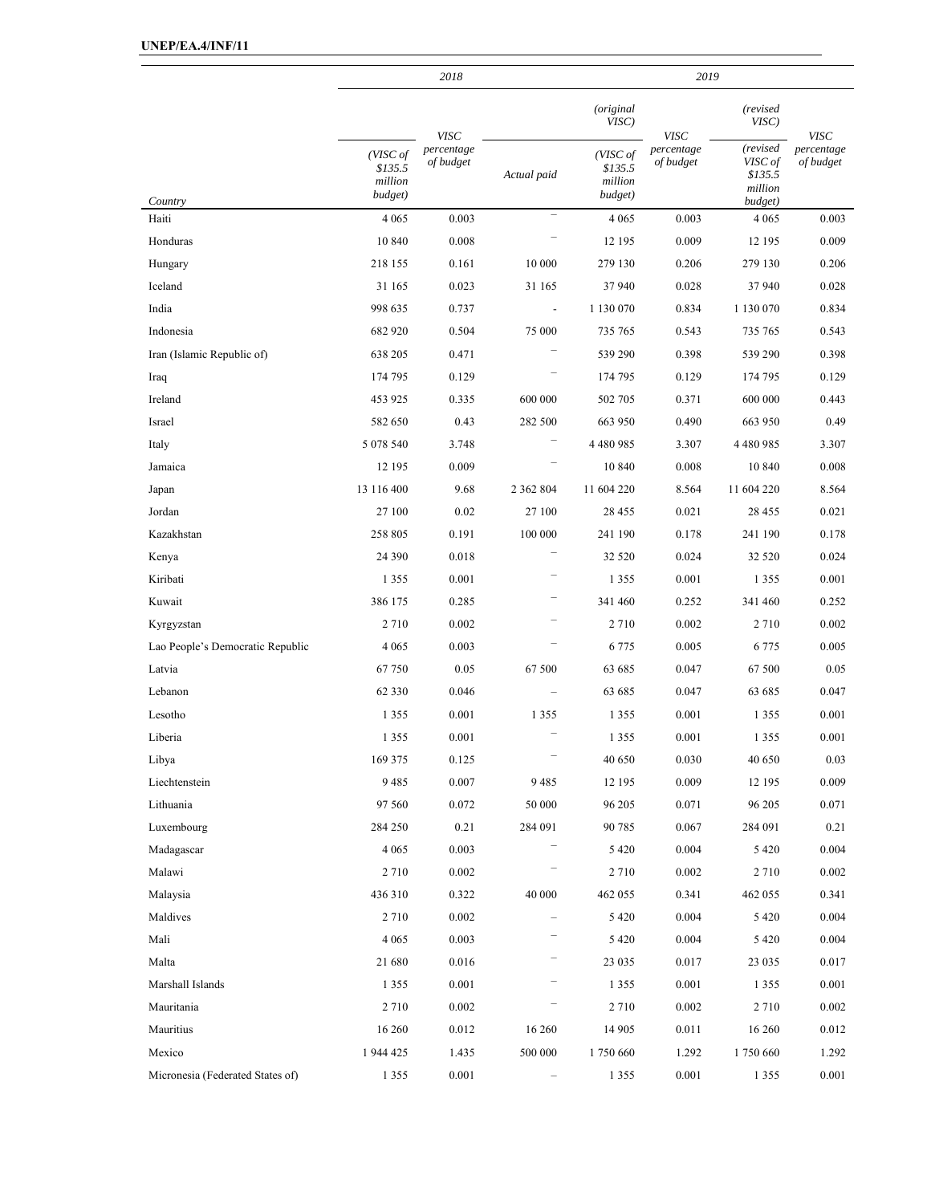| Country | 2018 (VISC of $135.5 million budget) | 2018 VISC percentage of budget | 2019 Actual paid | 2019 (original VISC) (VISC of $135.5 million budget) | 2019 VISC percentage of budget | 2019 (revised VISC) (revised VISC of $135.5 million budget) | 2019 VISC percentage of budget |
|---|---|---|---|---|---|---|---|
| Haiti | 4 065 | 0.003 | – | 4 065 | 0.003 | 4 065 | 0.003 |
| Honduras | 10 840 | 0.008 | – | 12 195 | 0.009 | 12 195 | 0.009 |
| Hungary | 218 155 | 0.161 | 10 000 | 279 130 | 0.206 | 279 130 | 0.206 |
| Iceland | 31 165 | 0.023 | 31 165 | 37 940 | 0.028 | 37 940 | 0.028 |
| India | 998 635 | 0.737 | - | 1 130 070 | 0.834 | 1 130 070 | 0.834 |
| Indonesia | 682 920 | 0.504 | 75 000 | 735 765 | 0.543 | 735 765 | 0.543 |
| Iran (Islamic Republic of) | 638 205 | 0.471 | – | 539 290 | 0.398 | 539 290 | 0.398 |
| Iraq | 174 795 | 0.129 | – | 174 795 | 0.129 | 174 795 | 0.129 |
| Ireland | 453 925 | 0.335 | 600 000 | 502 705 | 0.371 | 600 000 | 0.443 |
| Israel | 582 650 | 0.43 | 282 500 | 663 950 | 0.490 | 663 950 | 0.49 |
| Italy | 5 078 540 | 3.748 | – | 4 480 985 | 3.307 | 4 480 985 | 3.307 |
| Jamaica | 12 195 | 0.009 | – | 10 840 | 0.008 | 10 840 | 0.008 |
| Japan | 13 116 400 | 9.68 | 2 362 804 | 11 604 220 | 8.564 | 11 604 220 | 8.564 |
| Jordan | 27 100 | 0.02 | 27 100 | 28 455 | 0.021 | 28 455 | 0.021 |
| Kazakhstan | 258 805 | 0.191 | 100 000 | 241 190 | 0.178 | 241 190 | 0.178 |
| Kenya | 24 390 | 0.018 | – | 32 520 | 0.024 | 32 520 | 0.024 |
| Kiribati | 1 355 | 0.001 | – | 1 355 | 0.001 | 1 355 | 0.001 |
| Kuwait | 386 175 | 0.285 | – | 341 460 | 0.252 | 341 460 | 0.252 |
| Kyrgyzstan | 2 710 | 0.002 | – | 2 710 | 0.002 | 2 710 | 0.002 |
| Lao People's Democratic Republic | 4 065 | 0.003 | – | 6 775 | 0.005 | 6 775 | 0.005 |
| Latvia | 67 750 | 0.05 | 67 500 | 63 685 | 0.047 | 67 500 | 0.05 |
| Lebanon | 62 330 | 0.046 | – | 63 685 | 0.047 | 63 685 | 0.047 |
| Lesotho | 1 355 | 0.001 | 1 355 | 1 355 | 0.001 | 1 355 | 0.001 |
| Liberia | 1 355 | 0.001 | – | 1 355 | 0.001 | 1 355 | 0.001 |
| Libya | 169 375 | 0.125 | – | 40 650 | 0.030 | 40 650 | 0.03 |
| Liechtenstein | 9 485 | 0.007 | 9 485 | 12 195 | 0.009 | 12 195 | 0.009 |
| Lithuania | 97 560 | 0.072 | 50 000 | 96 205 | 0.071 | 96 205 | 0.071 |
| Luxembourg | 284 250 | 0.21 | 284 091 | 90 785 | 0.067 | 284 091 | 0.21 |
| Madagascar | 4 065 | 0.003 | – | 5 420 | 0.004 | 5 420 | 0.004 |
| Malawi | 2 710 | 0.002 | – | 2 710 | 0.002 | 2 710 | 0.002 |
| Malaysia | 436 310 | 0.322 | 40 000 | 462 055 | 0.341 | 462 055 | 0.341 |
| Maldives | 2 710 | 0.002 | – | 5 420 | 0.004 | 5 420 | 0.004 |
| Mali | 4 065 | 0.003 | – | 5 420 | 0.004 | 5 420 | 0.004 |
| Malta | 21 680 | 0.016 | – | 23 035 | 0.017 | 23 035 | 0.017 |
| Marshall Islands | 1 355 | 0.001 | – | 1 355 | 0.001 | 1 355 | 0.001 |
| Mauritania | 2 710 | 0.002 | – | 2 710 | 0.002 | 2 710 | 0.002 |
| Mauritius | 16 260 | 0.012 | 16 260 | 14 905 | 0.011 | 16 260 | 0.012 |
| Mexico | 1 944 425 | 1.435 | 500 000 | 1 750 660 | 1.292 | 1 750 660 | 1.292 |
| Micronesia (Federated States of) | 1 355 | 0.001 | – | 1 355 | 0.001 | 1 355 | 0.001 |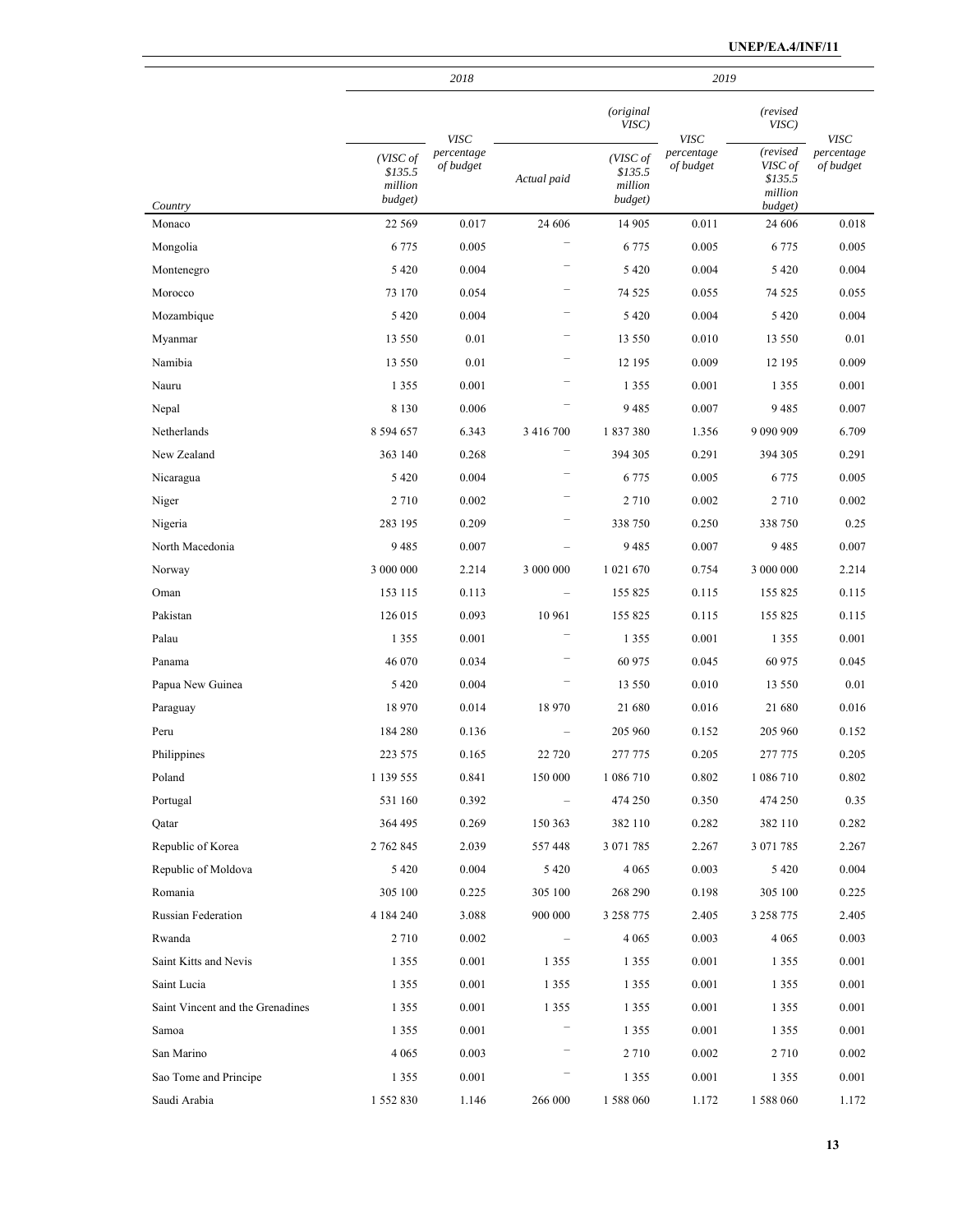| Country | 2018 | | | 2019 | | | |
|---|---|---|---|---|---|---|---|
| | *(VISC of $135.5 million budget)* | *VISC percentage of budget* | *Actual paid* | *(original VISC)* *(VISC of $135.5 million budget)* | *VISC percentage of budget* | *(revised VISC)* *(revised VISC of $135.5 million budget)* | *VISC percentage of budget* |
| Monaco | 22 569 | 0.017 | 24 606 | 14 905 | 0.011 | 24 606 | 0.018 |
| Mongolia | 6 775 | 0.005 | – | 6 775 | 0.005 | 6 775 | 0.005 |
| Montenegro | 5 420 | 0.004 | – | 5 420 | 0.004 | 5 420 | 0.004 |
| Morocco | 73 170 | 0.054 | – | 74 525 | 0.055 | 74 525 | 0.055 |
| Mozambique | 5 420 | 0.004 | – | 5 420 | 0.004 | 5 420 | 0.004 |
| Myanmar | 13 550 | 0.01 | – | 13 550 | 0.010 | 13 550 | 0.01 |
| Namibia | 13 550 | 0.01 | – | 12 195 | 0.009 | 12 195 | 0.009 |
| Nauru | 1 355 | 0.001 | – | 1 355 | 0.001 | 1 355 | 0.001 |
| Nepal | 8 130 | 0.006 | – | 9 485 | 0.007 | 9 485 | 0.007 |
| Netherlands | 8 594 657 | 6.343 | 3 416 700 | 1 837 380 | 1.356 | 9 090 909 | 6.709 |
| New Zealand | 363 140 | 0.268 | – | 394 305 | 0.291 | 394 305 | 0.291 |
| Nicaragua | 5 420 | 0.004 | – | 6 775 | 0.005 | 6 775 | 0.005 |
| Niger | 2 710 | 0.002 | – | 2 710 | 0.002 | 2 710 | 0.002 |
| Nigeria | 283 195 | 0.209 | – | 338 750 | 0.250 | 338 750 | 0.25 |
| North Macedonia | 9 485 | 0.007 | – | 9 485 | 0.007 | 9 485 | 0.007 |
| Norway | 3 000 000 | 2.214 | 3 000 000 | 1 021 670 | 0.754 | 3 000 000 | 2.214 |
| Oman | 153 115 | 0.113 | – | 155 825 | 0.115 | 155 825 | 0.115 |
| Pakistan | 126 015 | 0.093 | 10 961 | 155 825 | 0.115 | 155 825 | 0.115 |
| Palau | 1 355 | 0.001 | – | 1 355 | 0.001 | 1 355 | 0.001 |
| Panama | 46 070 | 0.034 | – | 60 975 | 0.045 | 60 975 | 0.045 |
| Papua New Guinea | 5 420 | 0.004 | – | 13 550 | 0.010 | 13 550 | 0.01 |
| Paraguay | 18 970 | 0.014 | 18 970 | 21 680 | 0.016 | 21 680 | 0.016 |
| Peru | 184 280 | 0.136 | – | 205 960 | 0.152 | 205 960 | 0.152 |
| Philippines | 223 575 | 0.165 | 22 720 | 277 775 | 0.205 | 277 775 | 0.205 |
| Poland | 1 139 555 | 0.841 | 150 000 | 1 086 710 | 0.802 | 1 086 710 | 0.802 |
| Portugal | 531 160 | 0.392 | – | 474 250 | 0.350 | 474 250 | 0.35 |
| Qatar | 364 495 | 0.269 | 150 363 | 382 110 | 0.282 | 382 110 | 0.282 |
| Republic of Korea | 2 762 845 | 2.039 | 557 448 | 3 071 785 | 2.267 | 3 071 785 | 2.267 |
| Republic of Moldova | 5 420 | 0.004 | 5 420 | 4 065 | 0.003 | 5 420 | 0.004 |
| Romania | 305 100 | 0.225 | 305 100 | 268 290 | 0.198 | 305 100 | 0.225 |
| Russian Federation | 4 184 240 | 3.088 | 900 000 | 3 258 775 | 2.405 | 3 258 775 | 2.405 |
| Rwanda | 2 710 | 0.002 | – | 4 065 | 0.003 | 4 065 | 0.003 |
| Saint Kitts and Nevis | 1 355 | 0.001 | 1 355 | 1 355 | 0.001 | 1 355 | 0.001 |
| Saint Lucia | 1 355 | 0.001 | 1 355 | 1 355 | 0.001 | 1 355 | 0.001 |
| Saint Vincent and the Grenadines | 1 355 | 0.001 | 1 355 | 1 355 | 0.001 | 1 355 | 0.001 |
| Samoa | 1 355 | 0.001 | – | 1 355 | 0.001 | 1 355 | 0.001 |
| San Marino | 4 065 | 0.003 | – | 2 710 | 0.002 | 2 710 | 0.002 |
| Sao Tome and Principe | 1 355 | 0.001 | – | 1 355 | 0.001 | 1 355 | 0.001 |
| Saudi Arabia | 1 552 830 | 1.146 | 266 000 | 1 588 060 | 1.172 | 1 588 060 | 1.172 |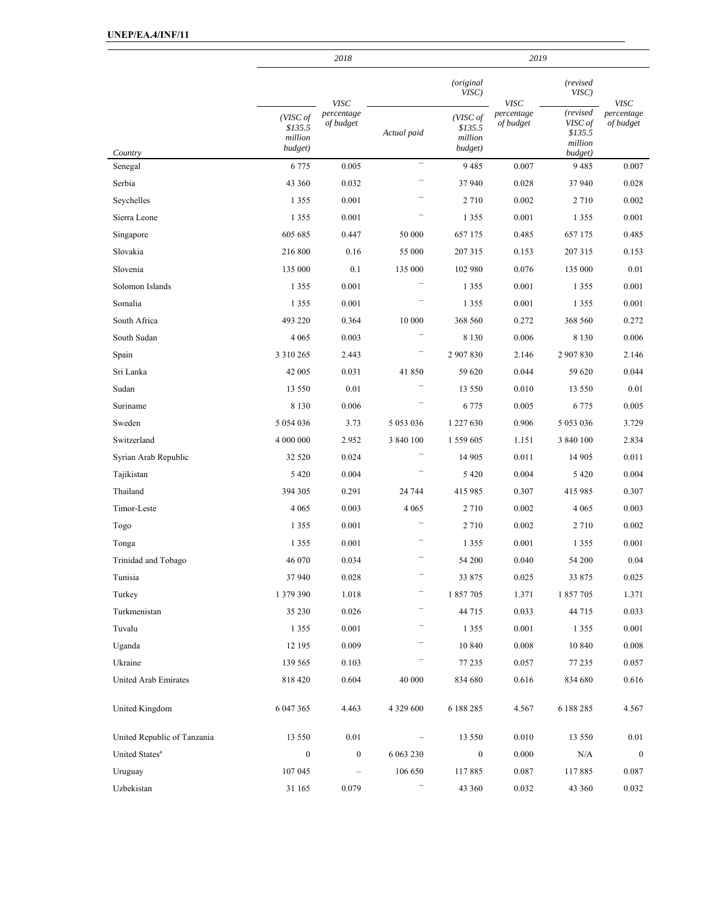| | 2018 | | | 2019 | | | |
|---|---|---|---|---|---|---|---|
| | | | | *(original VISC)* | | *(revised VISC)* | |
| Country | *(VISC of \$135.5 million budget)* | *VISC percentage of budget* | *Actual paid* | *(VISC of \$135.5 million budget)* | *VISC percentage of budget* | *(revised VISC of \$135.5 million budget)* | *VISC percentage of budget* |
| Senegal | 6 775 | 0.005 | – | 9 485 | 0.007 | 9 485 | 0.007 |
| Serbia | 43 360 | 0.032 | – | 37 940 | 0.028 | 37 940 | 0.028 |
| Seychelles | 1 355 | 0.001 | – | 2 710 | 0.002 | 2 710 | 0.002 |
| Sierra Leone | 1 355 | 0.001 | – | 1 355 | 0.001 | 1 355 | 0.001 |
| Singapore | 605 685 | 0.447 | 50 000 | 657 175 | 0.485 | 657 175 | 0.485 |
| Slovakia | 216 800 | 0.16 | 55 000 | 207 315 | 0.153 | 207 315 | 0.153 |
| Slovenia | 135 000 | 0.1 | 135 000 | 102 980 | 0.076 | 135 000 | 0.01 |
| Solomon Islands | 1 355 | 0.001 | – | 1 355 | 0.001 | 1 355 | 0.001 |
| Somalia | 1 355 | 0.001 | – | 1 355 | 0.001 | 1 355 | 0.001 |
| South Africa | 493 220 | 0.364 | 10 000 | 368 560 | 0.272 | 368 560 | 0.272 |
| South Sudan | 4 065 | 0.003 | – | 8 130 | 0.006 | 8 130 | 0.006 |
| Spain | 3 310 265 | 2.443 | – | 2 907 830 | 2.146 | 2 907 830 | 2.146 |
| Sri Lanka | 42 005 | 0.031 | 41 850 | 59 620 | 0.044 | 59 620 | 0.044 |
| Sudan | 13 550 | 0.01 | – | 13 550 | 0.010 | 13 550 | 0.01 |
| Suriname | 8 130 | 0.006 | – | 6 775 | 0.005 | 6 775 | 0.005 |
| Sweden | 5 054 036 | 3.73 | 5 053 036 | 1 227 630 | 0.906 | 5 053 036 | 3.729 |
| Switzerland | 4 000 000 | 2.952 | 3 840 100 | 1 559 605 | 1.151 | 3 840 100 | 2.834 |
| Syrian Arab Republic | 32 520 | 0.024 | – | 14 905 | 0.011 | 14 905 | 0.011 |
| Tajikistan | 5 420 | 0.004 | – | 5 420 | 0.004 | 5 420 | 0.004 |
| Thailand | 394 305 | 0.291 | 24 744 | 415 985 | 0.307 | 415 985 | 0.307 |
| Timor-Leste | 4 065 | 0.003 | 4 065 | 2 710 | 0.002 | 4 065 | 0.003 |
| Togo | 1 355 | 0.001 | – | 2 710 | 0.002 | 2 710 | 0.002 |
| Tonga | 1 355 | 0.001 | – | 1 355 | 0.001 | 1 355 | 0.001 |
| Trinidad and Tobago | 46 070 | 0.034 | – | 54 200 | 0.040 | 54 200 | 0.04 |
| Tunisia | 37 940 | 0.028 | – | 33 875 | 0.025 | 33 875 | 0.025 |
| Turkey | 1 379 390 | 1.018 | – | 1 857 705 | 1.371 | 1 857 705 | 1.371 |
| Turkmenistan | 35 230 | 0.026 | – | 44 715 | 0.033 | 44 715 | 0.033 |
| Tuvalu | 1 355 | 0.001 | – | 1 355 | 0.001 | 1 355 | 0.001 |
| Uganda | 12 195 | 0.009 | – | 10 840 | 0.008 | 10 840 | 0.008 |
| Ukraine | 139 565 | 0.103 | – | 77 235 | 0.057 | 77 235 | 0.057 |
| United Arab Emirates | 818 420 | 0.604 | 40 000 | 834 680 | 0.616 | 834 680 | 0.616 |
| United Kingdom | 6 047 365 | 4.463 | 4 329 600 | 6 188 285 | 4.567 | 6 188 285 | 4.567 |
| United Republic of Tanzania | 13 550 | 0.01 | – | 13 550 | 0.010 | 13 550 | 0.01 |
| United States[a] | 0 | 0 | 6 063 230 | 0 | 0.000 | N/A | 0 |
| Uruguay | 107 045 | – | 106 650 | 117 885 | 0.087 | 117 885 | 0.087 |
| Uzbekistan | 31 165 | 0.079 | – | 43 360 | 0.032 | 43 360 | 0.032 |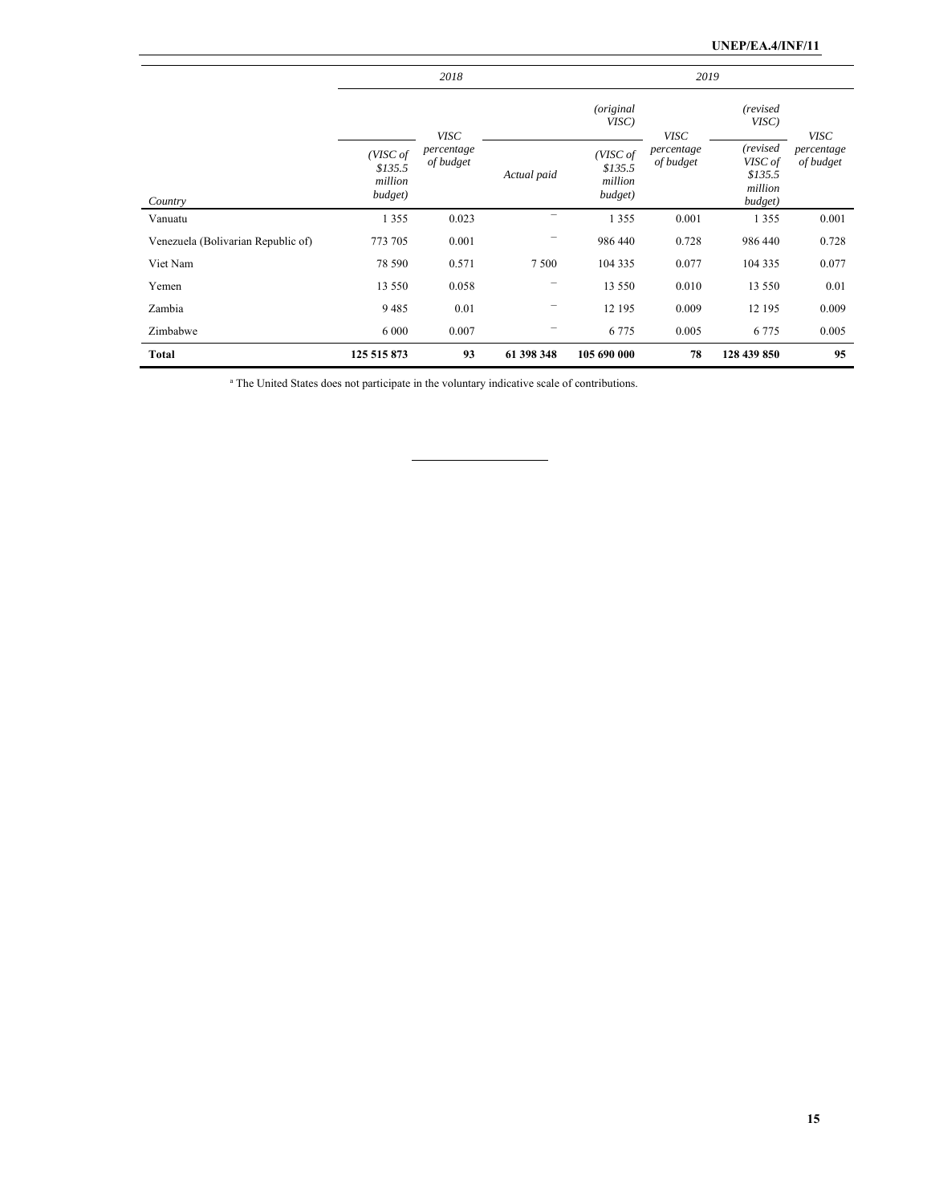| Country | 2018 (VISC of $135.5 million budget) | 2018 VISC percentage of budget | Actual paid | 2019 (original VISC) (VISC of $135.5 million budget) | 2019 VISC percentage of budget | 2019 (revised VISC) (revised VISC of $135.5 million budget) | 2019 VISC percentage of budget |
|---|---|---|---|---|---|---|---|
| Vanuatu | 1 355 | 0.023 | – | 1 355 | 0.001 | 1 355 | 0.001 |
| Venezuela (Bolivarian Republic of) | 773 705 | 0.001 | – | 986 440 | 0.728 | 986 440 | 0.728 |
| Viet Nam | 78 590 | 0.571 | 7 500 | 104 335 | 0.077 | 104 335 | 0.077 |
| Yemen | 13 550 | 0.058 | – | 13 550 | 0.010 | 13 550 | 0.01 |
| Zambia | 9 485 | 0.01 | – | 12 195 | 0.009 | 12 195 | 0.009 |
| Zimbabwe | 6 000 | 0.007 | – | 6 775 | 0.005 | 6 775 | 0.005 |
| **Total** | **125 515 873** | **93** | **61 398 348** | **105 690 000** | **78** | **128 439 850** | **95** |

[a] The United States does not participate in the voluntary indicative scale of contributions.